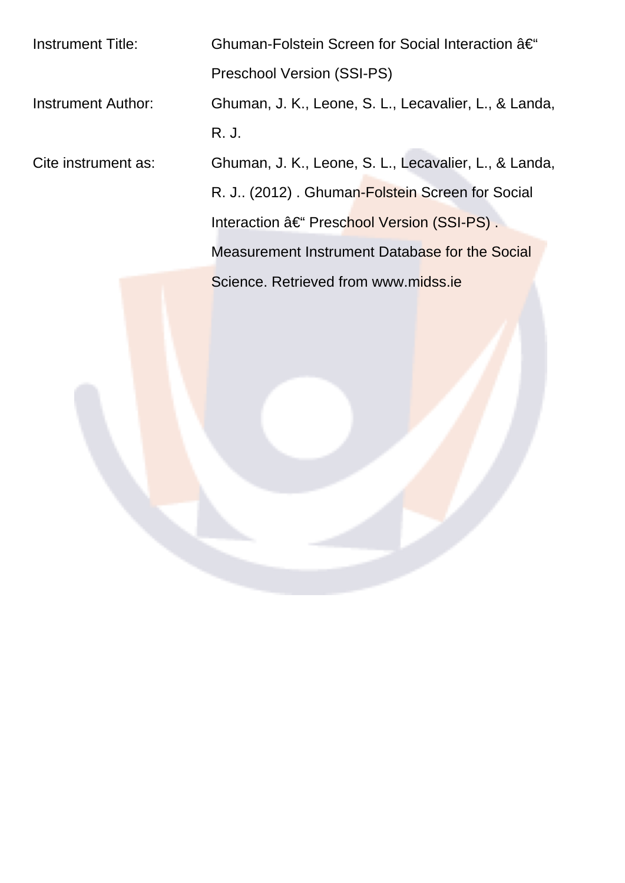| | |
|---|---|
| Instrument Title: | Ghuman-Folstein Screen for Social Interaction â€“ Preschool Version (SSI-PS) |
| Instrument Author: | Ghuman, J. K., Leone, S. L., Lecavalier, L., & Landa, R. J. |
| Cite instrument as: | Ghuman, J. K., Leone, S. L., Lecavalier, L., & Landa, R. J.. (2012) . Ghuman-Folstein Screen for Social Interaction â€“ Preschool Version (SSI-PS) . Measurement Instrument Database for the Social Science. Retrieved from www.midss.ie |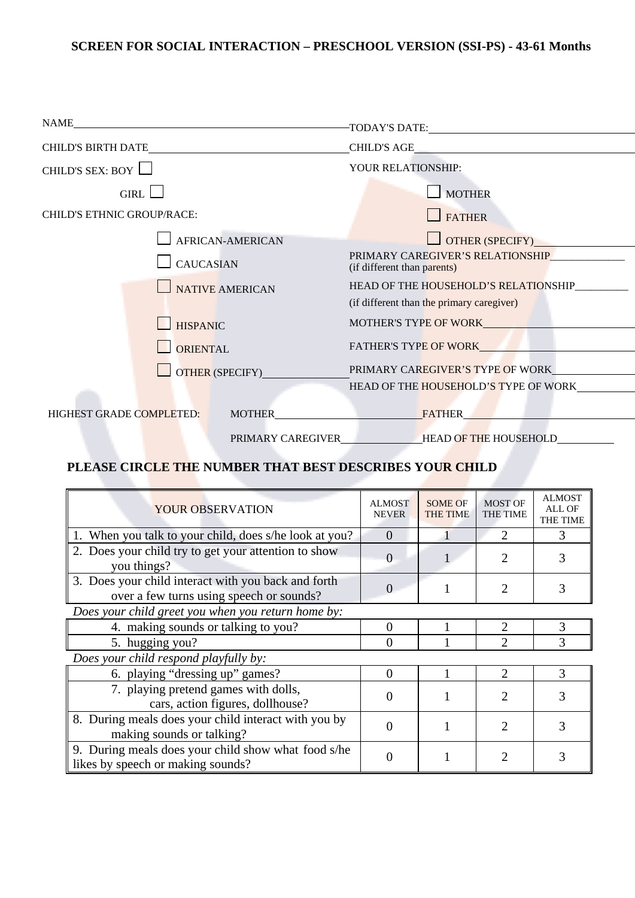## SCREEN FOR SOCIAL INTERACTION – PRESCHOOL VERSION (SSI-PS) - 43-61 Months

NAME________________________________ TODAY'S DATE:________________________________

CHILD'S BIRTH DATE________________________________ CHILD'S AGE________________________________

CHILD'S SEX: BOY ☐ GIRL ☐

YOUR RELATIONSHIP:

☐ MOTHER

☐ FATHER

☐ OTHER (SPECIFY)________________

CHILD'S ETHNIC GROUP/RACE:

☐ AFRICAN-AMERICAN

☐ CAUCASIAN

☐ NATIVE AMERICAN

☐ HISPANIC

☐ ORIENTAL

☐ OTHER (SPECIFY)________________

PRIMARY CAREGIVER'S RELATIONSHIP________________ (if different than parents)

HEAD OF THE HOUSEHOLD'S RELATIONSHIP________________ (if different than the primary caregiver)

MOTHER'S TYPE OF WORK________________________________

FATHER'S TYPE OF WORK________________________________

PRIMARY CAREGIVER'S TYPE OF WORK________________________________

HEAD OF THE HOUSEHOLD'S TYPE OF WORK________________________________

HIGHEST GRADE COMPLETED: MOTHER________________ FATHER________________

PRIMARY CAREGIVER________________ HEAD OF THE HOUSEHOLD________________

### PLEASE CIRCLE THE NUMBER THAT BEST DESCRIBES YOUR CHILD

| YOUR OBSERVATION | ALMOST NEVER | SOME OF THE TIME | MOST OF THE TIME | ALMOST ALL OF THE TIME |
|---|---|---|---|---|
| 1. When you talk to your child, does s/he look at you? | 0 | 1 | 2 | 3 |
| 2. Does your child try to get your attention to show you things? | 0 | 1 | 2 | 3 |
| 3. Does your child interact with you back and forth over a few turns using speech or sounds? | 0 | 1 | 2 | 3 |
| *Does your child greet you when you return home by:* | | | | |
| 4. making sounds or talking to you? | 0 | 1 | 2 | 3 |
| 5. hugging you? | 0 | 1 | 2 | 3 |
| *Does your child respond playfully by:* | | | | |
| 6. playing "dressing up" games? | 0 | 1 | 2 | 3 |
| 7. playing pretend games with dolls, cars, action figures, dollhouse? | 0 | 1 | 2 | 3 |
| 8. During meals does your child interact with you by making sounds or talking? | 0 | 1 | 2 | 3 |
| 9. During meals does your child show what food s/he likes by speech or making sounds? | 0 | 1 | 2 | 3 |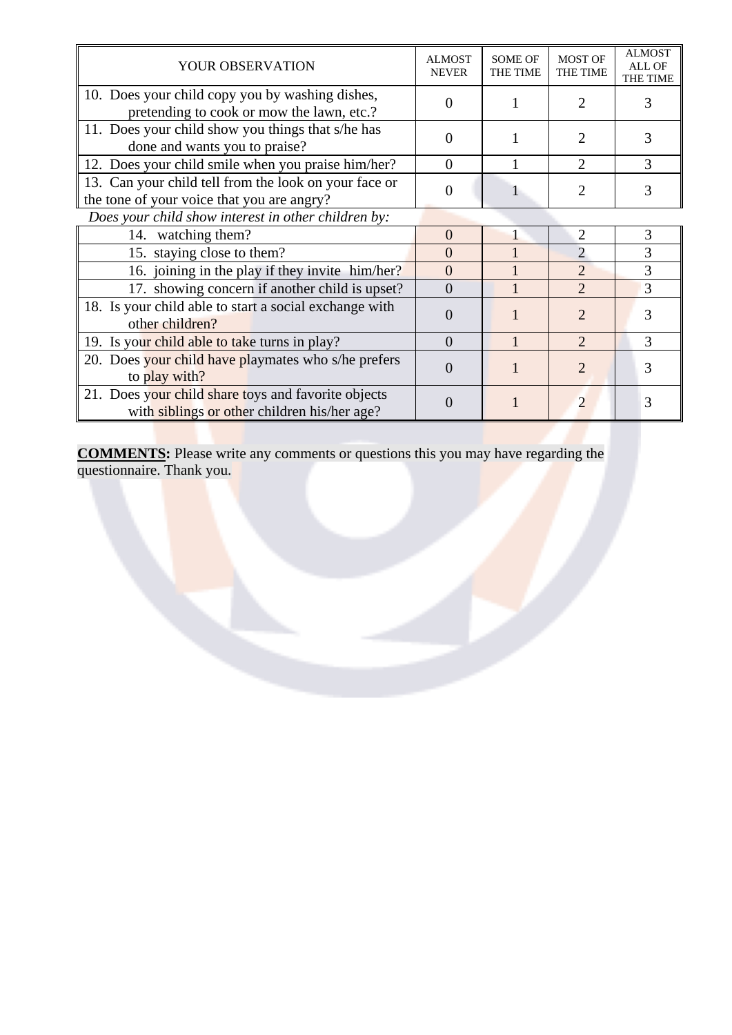| YOUR OBSERVATION | ALMOST NEVER | SOME OF THE TIME | MOST OF THE TIME | ALMOST ALL OF THE TIME |
|---|---|---|---|---|
| 10. Does your child copy you by washing dishes, pretending to cook or mow the lawn, etc.? | 0 | 1 | 2 | 3 |
| 11. Does your child show you things that s/he has done and wants you to praise? | 0 | 1 | 2 | 3 |
| 12. Does your child smile when you praise him/her? | 0 | 1 | 2 | 3 |
| 13. Can your child tell from the look on your face or the tone of your voice that you are angry? | 0 | 1 | 2 | 3 |
| *Does your child show interest in other children by:* | | | | |
| 14. watching them? | 0 | 1 | 2 | 3 |
| 15. staying close to them? | 0 | 1 | 2 | 3 |
| 16. joining in the play if they invite him/her? | 0 | 1 | 2 | 3 |
| 17. showing concern if another child is upset? | 0 | 1 | 2 | 3 |
| 18. Is your child able to start a social exchange with other children? | 0 | 1 | 2 | 3 |
| 19. Is your child able to take turns in play? | 0 | 1 | 2 | 3 |
| 20. Does your child have playmates who s/he prefers to play with? | 0 | 1 | 2 | 3 |
| 21. Does your child share toys and favorite objects with siblings or other children his/her age? | 0 | 1 | 2 | 3 |

**COMMENTS:** Please write any comments or questions this you may have regarding the questionnaire. Thank you.